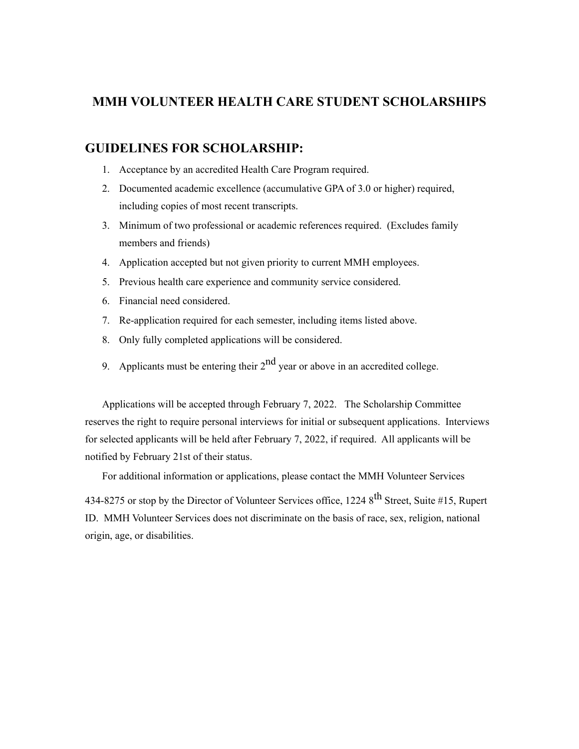# MMH VOLUNTEER HEALTH CARE STUDENT SCHOLARSHIPS

## GUIDELINES FOR SCHOLARSHIP:

1. Acceptance by an accredited Health Care Program required.
2. Documented academic excellence (accumulative GPA of 3.0 or higher) required, including copies of most recent transcripts.
3. Minimum of two professional or academic references required. (Excludes family members and friends)
4. Application accepted but not given priority to current MMH employees.
5. Previous health care experience and community service considered.
6. Financial need considered.
7. Re-application required for each semester, including items listed above.
8. Only fully completed applications will be considered.
9. Applicants must be entering their 2nd year or above in an accredited college.

Applications will be accepted through February 7, 2022. The Scholarship Committee reserves the right to require personal interviews for initial or subsequent applications. Interviews for selected applicants will be held after February 7, 2022, if required. All applicants will be notified by February 21st of their status.

For additional information or applications, please contact the MMH Volunteer Services 434-8275 or stop by the Director of Volunteer Services office, 1224 8th Street, Suite #15, Rupert ID. MMH Volunteer Services does not discriminate on the basis of race, sex, religion, national origin, age, or disabilities.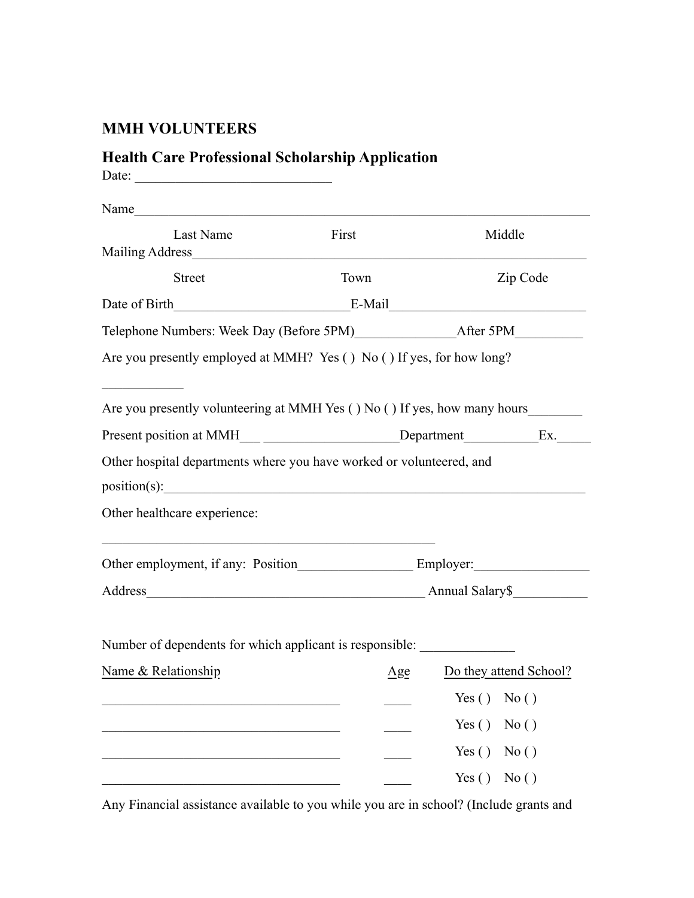**MMH VOLUNTEERS**

## Health Care Professional Scholarship Application

Date: ______________________________

Name______________________________________________________________________

Last Name First Middle

Mailing Address____________________________________________________________

Street Town Zip Code

Date of Birth__________________________E-Mail_____________________________

Telephone Numbers: Week Day (Before 5PM)_______________After 5PM__________

Are you presently employed at MMH? Yes ( ) No ( ) If yes, for how long?

____________

Are you presently volunteering at MMH Yes ( ) No ( ) If yes, how many hours________

Present position at MMH___ ____________________Department___________Ex._____

Other hospital departments where you have worked or volunteered, and position(s):_________________________________________________________________

Other healthcare experience:

___________________________________________________

Other employment, if any: Position_________________ Employer:_________________

Address__________________________________________ Annual Salary$___________

Number of dependents for which applicant is responsible: ______________

| Name & Relationship | Age | Do they attend School? |
| --- | --- | --- |
| ____________________________________ | ____ | Yes ( ) No ( ) |
| ____________________________________ | ____ | Yes ( ) No ( ) |
| ____________________________________ | ____ | Yes ( ) No ( ) |
| ____________________________________ | ____ | Yes ( ) No ( ) |

Any Financial assistance available to you while you are in school? (Include grants and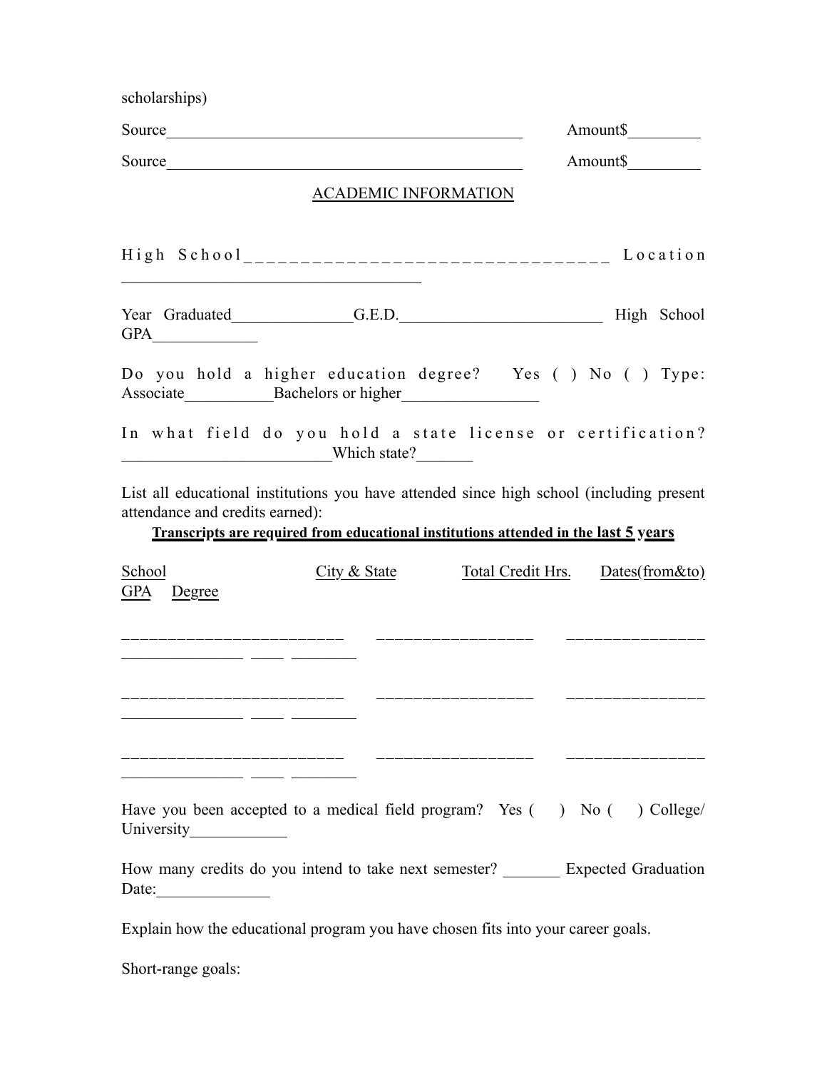scholarships)

Source_____________________________________________ Amount$_________

Source_____________________________________________ Amount$_________

ACADEMIC INFORMATION

High School________________________________ Location ______________________________________

Year Graduated_______________G.E.D._________________________ High School GPA_____________

Do you hold a higher education degree? Yes ( ) No ( ) Type: Associate___________Bachelors or higher_________________

In what field do you hold a state license or certification? __________________________Which state?_______

List all educational institutions you have attended since high school (including present attendance and credits earned):

**Transcripts are required from educational institutions attended in the last 5 years**

| School | City & State | Total Credit Hrs. | Dates(from&to) | GPA | Degree |
| --- | --- | --- | --- | --- | --- |
| ________________________ | _________________ | _______________ | _______________ | ____ | ________ |
| ________________________ | _________________ | _______________ | _______________ | ____ | ________ |
| ________________________ | _________________ | _______________ | _______________ | ____ | ________ |

Have you been accepted to a medical field program? Yes ( ) No ( ) College/ University____________

How many credits do you intend to take next semester? _______ Expected Graduation Date:______________

Explain how the educational program you have chosen fits into your career goals.

Short-range goals: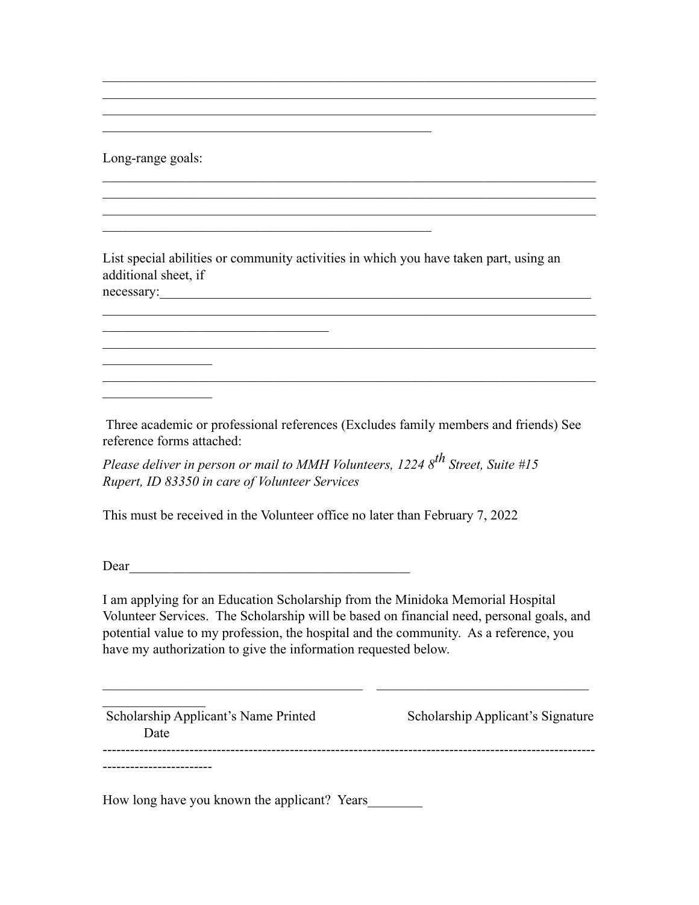\_\_\_\_\_\_\_\_\_\_\_\_\_\_\_\_\_\_\_\_\_\_\_\_\_\_\_\_\_\_\_\_\_\_\_\_\_\_\_\_\_\_\_\_\_\_\_\_\_\_\_\_\_\_\_\_\_\_\_\_\_\_\_\_\_\_\_\_\_\_
\_\_\_\_\_\_\_\_\_\_\_\_\_\_\_\_\_\_\_\_\_\_\_\_\_\_\_\_\_\_\_\_\_\_\_\_\_\_\_\_\_\_\_\_\_\_\_\_\_\_\_\_\_\_\_\_\_\_\_\_\_\_\_\_\_\_\_\_\_\_
\_\_\_\_\_\_\_\_\_\_\_\_\_\_\_\_\_\_\_\_\_\_\_\_\_\_\_\_\_\_\_\_\_\_\_\_\_\_\_\_\_\_\_\_\_\_\_\_\_\_\_\_\_\_\_\_\_\_\_\_\_\_\_\_\_\_\_\_\_\_
\_\_\_\_\_\_\_\_\_\_\_\_\_\_\_\_\_\_\_\_\_\_\_\_\_\_\_\_\_\_\_\_\_\_\_\_\_\_\_\_\_\_\_\_\_\_\_\_

Long-range goals:

\_\_\_\_\_\_\_\_\_\_\_\_\_\_\_\_\_\_\_\_\_\_\_\_\_\_\_\_\_\_\_\_\_\_\_\_\_\_\_\_\_\_\_\_\_\_\_\_\_\_\_\_\_\_\_\_\_\_\_\_\_\_\_\_\_\_\_\_\_\_
\_\_\_\_\_\_\_\_\_\_\_\_\_\_\_\_\_\_\_\_\_\_\_\_\_\_\_\_\_\_\_\_\_\_\_\_\_\_\_\_\_\_\_\_\_\_\_\_\_\_\_\_\_\_\_\_\_\_\_\_\_\_\_\_\_\_\_\_\_\_
\_\_\_\_\_\_\_\_\_\_\_\_\_\_\_\_\_\_\_\_\_\_\_\_\_\_\_\_\_\_\_\_\_\_\_\_\_\_\_\_\_\_\_\_\_\_\_\_\_\_\_\_\_\_\_\_\_\_\_\_\_\_\_\_\_\_\_\_\_\_
\_\_\_\_\_\_\_\_\_\_\_\_\_\_\_\_\_\_\_\_\_\_\_\_\_\_\_\_\_\_\_\_\_\_\_\_\_\_\_\_\_\_\_\_\_\_\_\_

List special abilities or community activities in which you have taken part, using an additional sheet, if necessary:\_\_\_\_\_\_\_\_\_\_\_\_\_\_\_\_\_\_\_\_\_\_\_\_\_\_\_\_\_\_\_\_\_\_\_\_\_\_\_\_\_\_\_\_\_\_\_\_\_\_\_\_\_\_\_\_\_\_\_\_
\_\_\_\_\_\_\_\_\_\_\_\_\_\_\_\_\_\_\_\_\_\_\_\_\_\_\_\_\_\_\_\_\_\_\_\_\_\_\_\_\_\_\_\_\_\_\_\_\_\_\_\_\_\_\_\_\_\_\_\_\_\_\_\_\_\_\_\_\_\_
\_\_\_\_\_\_\_\_\_\_\_\_\_\_\_\_\_\_\_\_\_\_\_\_\_\_\_\_\_\_\_\_\_\_
\_\_\_\_\_\_\_\_\_\_\_\_\_\_\_\_\_\_\_\_\_\_\_\_\_\_\_\_\_\_\_\_\_\_\_\_\_\_\_\_\_\_\_\_\_\_\_\_\_\_\_\_\_\_\_\_\_\_\_\_\_\_\_\_\_\_\_\_\_\_
\_\_\_\_\_\_\_\_\_\_\_\_\_\_\_\_
\_\_\_\_\_\_\_\_\_\_\_\_\_\_\_\_\_\_\_\_\_\_\_\_\_\_\_\_\_\_\_\_\_\_\_\_\_\_\_\_\_\_\_\_\_\_\_\_\_\_\_\_\_\_\_\_\_\_\_\_\_\_\_\_\_\_\_\_\_\_
\_\_\_\_\_\_\_\_\_\_\_\_\_\_\_\_

Three academic or professional references (Excludes family members and friends) See reference forms attached:

*Please deliver in person or mail to MMH Volunteers, 1224 8th Street, Suite #15 Rupert, ID 83350 in care of Volunteer Services*

This must be received in the Volunteer office no later than February 7, 2022

Dear\_\_\_\_\_\_\_\_\_\_\_\_\_\_\_\_\_\_\_\_\_\_\_\_\_\_\_\_\_\_\_\_\_\_\_\_\_\_\_\_\_\_

I am applying for an Education Scholarship from the Minidoka Memorial Hospital Volunteer Services. The Scholarship will be based on financial need, personal goals, and potential value to my profession, the hospital and the community. As a reference, you have my authorization to give the information requested below.

\_\_\_\_\_\_\_\_\_\_\_\_\_\_\_\_\_\_\_\_\_\_\_\_\_\_\_\_\_\_\_\_\_\_\_\_\_\_\_ \_\_\_\_\_\_\_\_\_\_\_\_\_\_\_\_\_\_\_\_\_\_\_\_\_\_\_\_\_\_\_\_ \_\_\_\_\_\_\_\_\_\_\_\_\_\_\_\_

Scholarship Applicant's Name Printed Scholarship Applicant's Signature Date

-----------------------------------------------------------------------------------------------------------------------------------

How long have you known the applicant? Years\_\_\_\_\_\_\_\_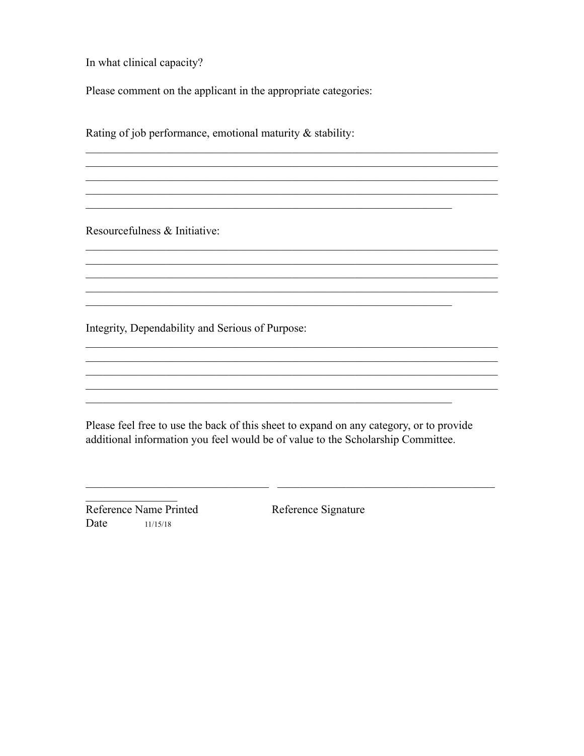In what clinical capacity?

Please comment on the applicant in the appropriate categories:

Rating of job performance, emotional maturity & stability:

______________________________________________________________________
______________________________________________________________________
______________________________________________________________________
______________________________________________________________________
______________________________________________________________

Resourcefulness & Initiative:

______________________________________________________________________
______________________________________________________________________
______________________________________________________________________
______________________________________________________________________
______________________________________________________________

Integrity, Dependability and Serious of Purpose:

______________________________________________________________________
______________________________________________________________________
______________________________________________________________________
______________________________________________________________________
______________________________________________________________

Please feel free to use the back of this sheet to expand on any category, or to provide additional information you feel would be of value to the Scholarship Committee.

______________________________ ____________________________________ ________________

Reference Name Printed Reference Signature Date

11/15/18